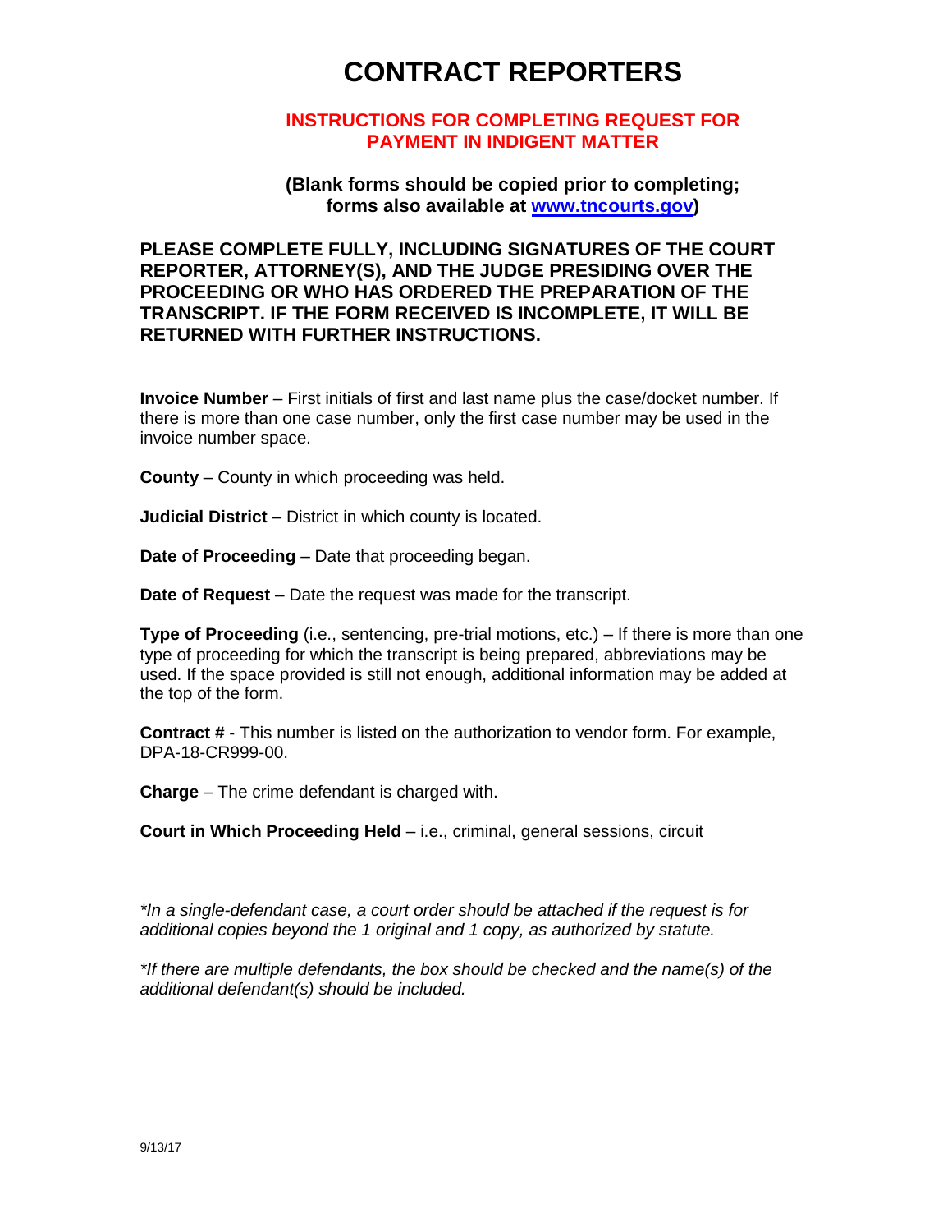# CONTRACT REPORTERS

## INSTRUCTIONS FOR COMPLETING REQUEST FOR PAYMENT IN INDIGENT MATTER

**(Blank forms should be copied prior to completing; forms also available at [www.tncourts.gov](http://www.tncourts.gov))**

**PLEASE COMPLETE FULLY, INCLUDING SIGNATURES OF THE COURT REPORTER, ATTORNEY(S), AND THE JUDGE PRESIDING OVER THE PROCEEDING OR WHO HAS ORDERED THE PREPARATION OF THE TRANSCRIPT. IF THE FORM RECEIVED IS INCOMPLETE, IT WILL BE RETURNED WITH FURTHER INSTRUCTIONS.**

**Invoice Number** – First initials of first and last name plus the case/docket number. If there is more than one case number, only the first case number may be used in the invoice number space.

**County** – County in which proceeding was held.

**Judicial District** – District in which county is located.

**Date of Proceeding** – Date that proceeding began.

**Date of Request** – Date the request was made for the transcript.

**Type of Proceeding** (i.e., sentencing, pre-trial motions, etc.) – If there is more than one type of proceeding for which the transcript is being prepared, abbreviations may be used. If the space provided is still not enough, additional information may be added at the top of the form.

**Contract #** - This number is listed on the authorization to vendor form. For example, DPA-18-CR999-00.

**Charge** – The crime defendant is charged with.

**Court in Which Proceeding Held** – i.e., criminal, general sessions, circuit

*\*In a single-defendant case, a court order should be attached if the request is for additional copies beyond the 1 original and 1 copy, as authorized by statute.*

*\*If there are multiple defendants, the box should be checked and the name(s) of the additional defendant(s) should be included.*

9/13/17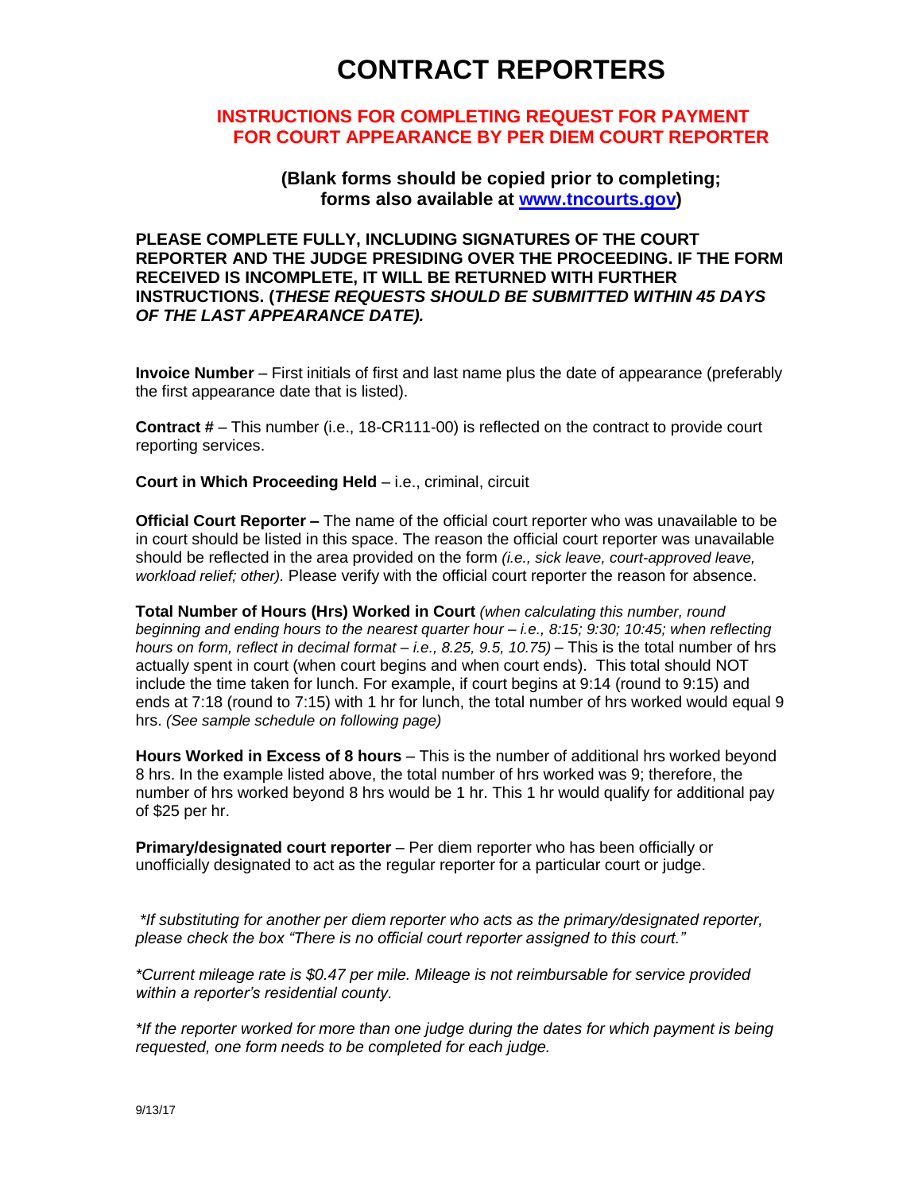# CONTRACT REPORTERS

## INSTRUCTIONS FOR COMPLETING REQUEST FOR PAYMENT FOR COURT APPEARANCE BY PER DIEM COURT REPORTER

**(Blank forms should be copied prior to completing; forms also available at [www.tncourts.gov](http://www.tncourts.gov))**

**PLEASE COMPLETE FULLY, INCLUDING SIGNATURES OF THE COURT REPORTER AND THE JUDGE PRESIDING OVER THE PROCEEDING. IF THE FORM RECEIVED IS INCOMPLETE, IT WILL BE RETURNED WITH FURTHER INSTRUCTIONS. (*THESE REQUESTS SHOULD BE SUBMITTED WITHIN 45 DAYS OF THE LAST APPEARANCE DATE).***

**Invoice Number** – First initials of first and last name plus the date of appearance (preferably the first appearance date that is listed).

**Contract #** – This number (i.e., 18-CR111-00) is reflected on the contract to provide court reporting services.

**Court in Which Proceeding Held** – i.e., criminal, circuit

**Official Court Reporter –** The name of the official court reporter who was unavailable to be in court should be listed in this space. The reason the official court reporter was unavailable should be reflected in the area provided on the form *(i.e., sick leave, court-approved leave, workload relief; other).* Please verify with the official court reporter the reason for absence.

**Total Number of Hours (Hrs) Worked in Court** *(when calculating this number, round beginning and ending hours to the nearest quarter hour – i.e., 8:15; 9:30; 10:45; when reflecting hours on form, reflect in decimal format – i.e., 8.25, 9.5, 10.75)* – This is the total number of hrs actually spent in court (when court begins and when court ends). This total should NOT include the time taken for lunch. For example, if court begins at 9:14 (round to 9:15) and ends at 7:18 (round to 7:15) with 1 hr for lunch, the total number of hrs worked would equal 9 hrs. *(See sample schedule on following page)*

**Hours Worked in Excess of 8 hours** – This is the number of additional hrs worked beyond 8 hrs. In the example listed above, the total number of hrs worked was 9; therefore, the number of hrs worked beyond 8 hrs would be 1 hr. This 1 hr would qualify for additional pay of $25 per hr.

**Primary/designated court reporter** – Per diem reporter who has been officially or unofficially designated to act as the regular reporter for a particular court or judge.

*\*If substituting for another per diem reporter who acts as the primary/designated reporter, please check the box "There is no official court reporter assigned to this court."*

*\*Current mileage rate is $0.47 per mile. Mileage is not reimbursable for service provided within a reporter's residential county.*

*\*If the reporter worked for more than one judge during the dates for which payment is being requested, one form needs to be completed for each judge.*

9/13/17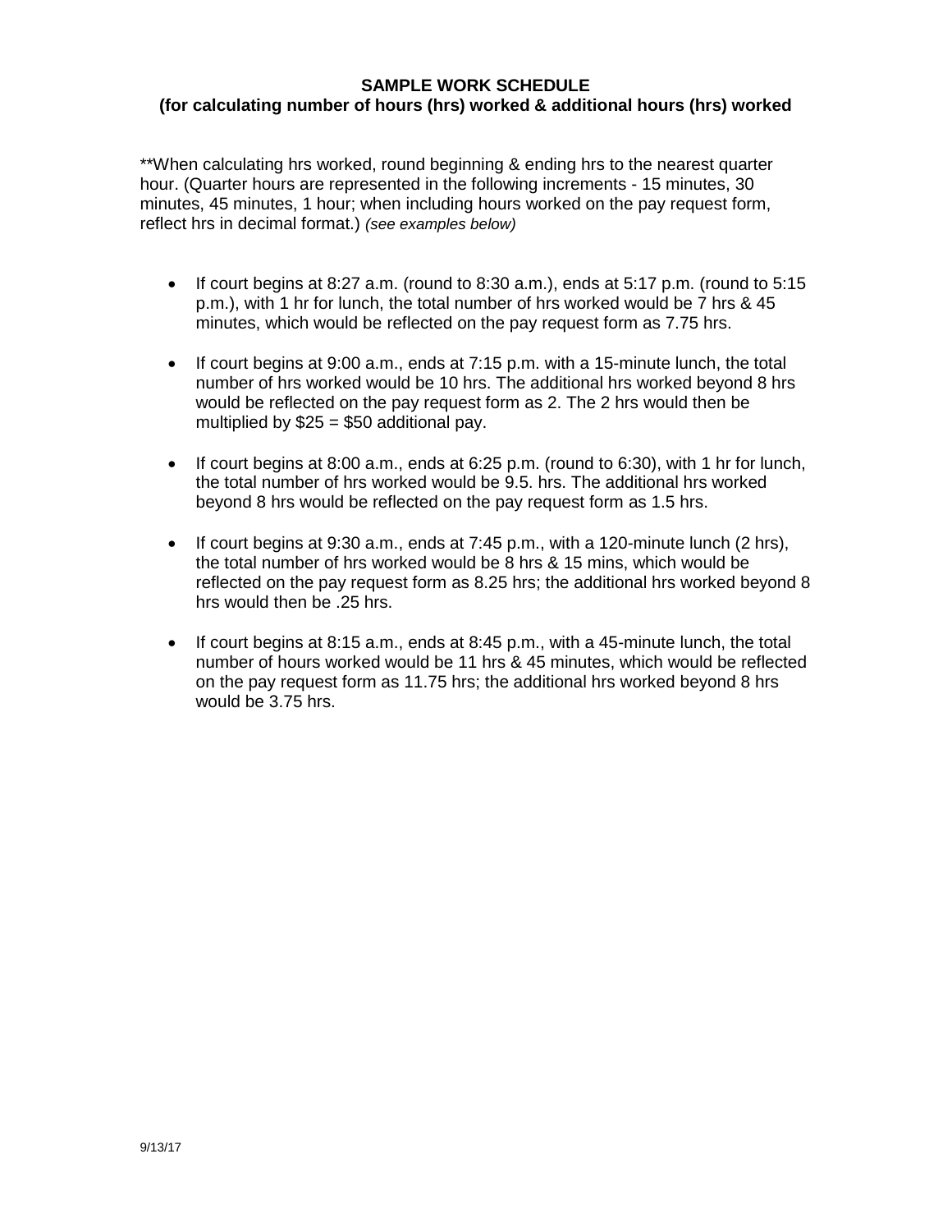**SAMPLE WORK SCHEDULE**
**(for calculating number of hours (hrs) worked & additional hours (hrs) worked**

**When calculating hrs worked, round beginning & ending hrs to the nearest quarter hour. (Quarter hours are represented in the following increments - 15 minutes, 30 minutes, 45 minutes, 1 hour; when including hours worked on the pay request form, reflect hrs in decimal format.) *(see examples below)*

- If court begins at 8:27 a.m. (round to 8:30 a.m.), ends at 5:17 p.m. (round to 5:15 p.m.), with 1 hr for lunch, the total number of hrs worked would be 7 hrs & 45 minutes, which would be reflected on the pay request form as 7.75 hrs.

- If court begins at 9:00 a.m., ends at 7:15 p.m. with a 15-minute lunch, the total number of hrs worked would be 10 hrs. The additional hrs worked beyond 8 hrs would be reflected on the pay request form as 2. The 2 hrs would then be multiplied by $25 = $50 additional pay.

- If court begins at 8:00 a.m., ends at 6:25 p.m. (round to 6:30), with 1 hr for lunch, the total number of hrs worked would be 9.5. hrs. The additional hrs worked beyond 8 hrs would be reflected on the pay request form as 1.5 hrs.

- If court begins at 9:30 a.m., ends at 7:45 p.m., with a 120-minute lunch (2 hrs), the total number of hrs worked would be 8 hrs & 15 mins, which would be reflected on the pay request form as 8.25 hrs; the additional hrs worked beyond 8 hrs would then be .25 hrs.

- If court begins at 8:15 a.m., ends at 8:45 p.m., with a 45-minute lunch, the total number of hours worked would be 11 hrs & 45 minutes, which would be reflected on the pay request form as 11.75 hrs; the additional hrs worked beyond 8 hrs would be 3.75 hrs.

9/13/17